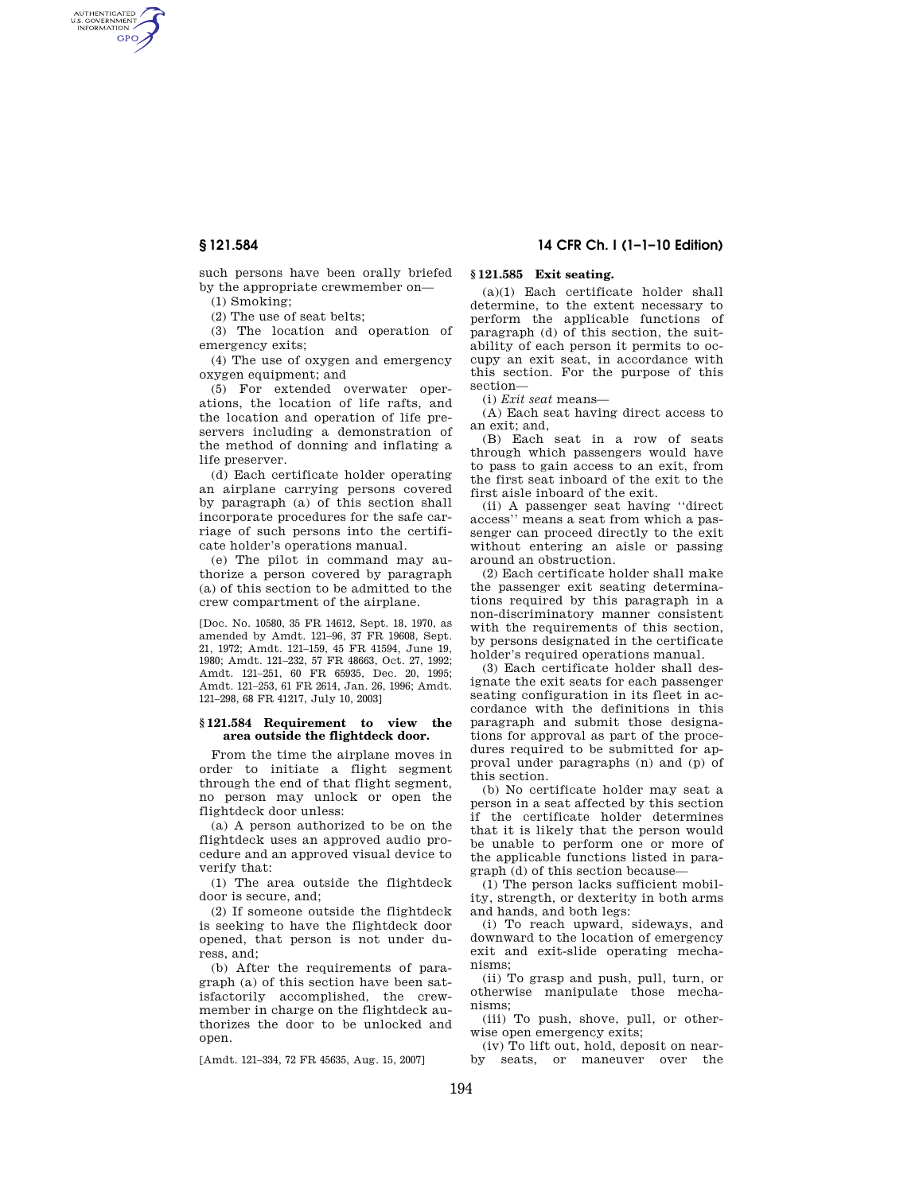such persons have been orally briefed by the appropriate crewmember on—

(1) Smoking;

(2) The use of seat belts;

(3) The location and operation of emergency exits;

(4) The use of oxygen and emergency oxygen equipment; and

(5) For extended overwater operations, the location of life rafts, and the location and operation of life preservers including a demonstration of the method of donning and inflating a life preserver.

(d) Each certificate holder operating an airplane carrying persons covered by paragraph (a) of this section shall incorporate procedures for the safe carriage of such persons into the certificate holder's operations manual.

(e) The pilot in command may authorize a person covered by paragraph (a) of this section to be admitted to the crew compartment of the airplane.

[Doc. No. 10580, 35 FR 14612, Sept. 18, 1970, as amended by Amdt. 121–96, 37 FR 19608, Sept. 21, 1972; Amdt. 121–159, 45 FR 41594, June 19, 1980; Amdt. 121–232, 57 FR 48663, Oct. 27, 1992; Amdt. 121–251, 60 FR 65935, Dec. 20, 1995; Amdt. 121–253, 61 FR 2614, Jan. 26, 1996; Amdt. 121–298, 68 FR 41217, July 10, 2003]

### § 121.584 Requirement to view the area outside the flightdeck door.

From the time the airplane moves in order to initiate a flight segment through the end of that flight segment, no person may unlock or open the flightdeck door unless:

(a) A person authorized to be on the flightdeck uses an approved audio procedure and an approved visual device to verify that:

(1) The area outside the flightdeck door is secure, and;

(2) If someone outside the flightdeck is seeking to have the flightdeck door opened, that person is not under duress, and;

(b) After the requirements of paragraph (a) of this section have been satisfactorily accomplished, the crewmember in charge on the flightdeck authorizes the door to be unlocked and open.

[Amdt. 121–334, 72 FR 45635, Aug. 15, 2007]

### § 121.585 Exit seating.

(a)(1) Each certificate holder shall determine, to the extent necessary to perform the applicable functions of paragraph (d) of this section, the suitability of each person it permits to occupy an exit seat, in accordance with this section. For the purpose of this section—

(i) *Exit seat* means—

(A) Each seat having direct access to an exit; and,

(B) Each seat in a row of seats through which passengers would have to pass to gain access to an exit, from the first seat inboard of the exit to the first aisle inboard of the exit.

(ii) A passenger seat having "direct access" means a seat from which a passenger can proceed directly to the exit without entering an aisle or passing around an obstruction.

(2) Each certificate holder shall make the passenger exit seating determinations required by this paragraph in a non-discriminatory manner consistent with the requirements of this section, by persons designated in the certificate holder's required operations manual.

(3) Each certificate holder shall designate the exit seats for each passenger seating configuration in its fleet in accordance with the definitions in this paragraph and submit those designations for approval as part of the procedures required to be submitted for approval under paragraphs (n) and (p) of this section.

(b) No certificate holder may seat a person in a seat affected by this section if the certificate holder determines that it is likely that the person would be unable to perform one or more of the applicable functions listed in paragraph (d) of this section because—

(1) The person lacks sufficient mobility, strength, or dexterity in both arms and hands, and both legs:

(i) To reach upward, sideways, and downward to the location of emergency exit and exit-slide operating mechanisms;

(ii) To grasp and push, pull, turn, or otherwise manipulate those mechanisms;

(iii) To push, shove, pull, or otherwise open emergency exits;

(iv) To lift out, hold, deposit on nearby seats, or maneuver over the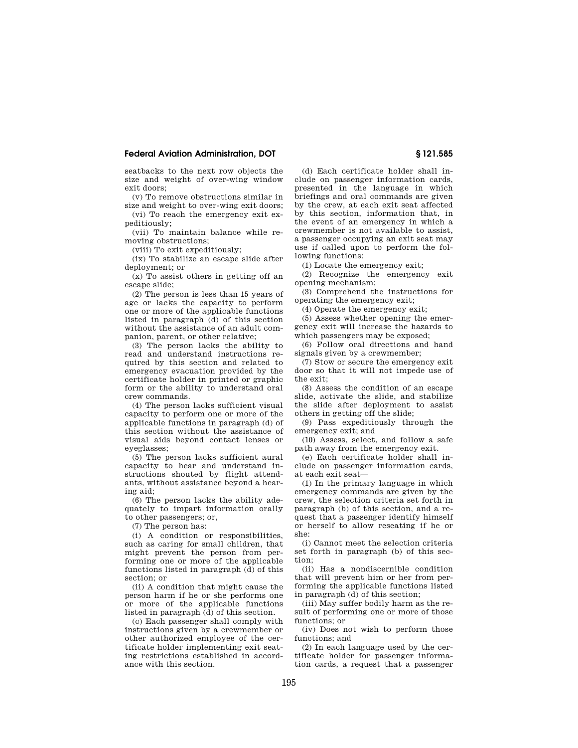seatbacks to the next row objects the size and weight of over-wing window exit doors;

(v) To remove obstructions similar in size and weight to over-wing exit doors;

(vi) To reach the emergency exit expeditiously;

(vii) To maintain balance while removing obstructions;

(viii) To exit expeditiously;

(ix) To stabilize an escape slide after deployment; or

(x) To assist others in getting off an escape slide;

(2) The person is less than 15 years of age or lacks the capacity to perform one or more of the applicable functions listed in paragraph (d) of this section without the assistance of an adult companion, parent, or other relative;

(3) The person lacks the ability to read and understand instructions required by this section and related to emergency evacuation provided by the certificate holder in printed or graphic form or the ability to understand oral crew commands.

(4) The person lacks sufficient visual capacity to perform one or more of the applicable functions in paragraph (d) of this section without the assistance of visual aids beyond contact lenses or eyeglasses;

(5) The person lacks sufficient aural capacity to hear and understand instructions shouted by flight attendants, without assistance beyond a hearing aid;

(6) The person lacks the ability adequately to impart information orally to other passengers; or,

(7) The person has:

(i) A condition or responsibilities, such as caring for small children, that might prevent the person from performing one or more of the applicable functions listed in paragraph (d) of this section; or

(ii) A condition that might cause the person harm if he or she performs one or more of the applicable functions listed in paragraph (d) of this section.

(c) Each passenger shall comply with instructions given by a crewmember or other authorized employee of the certificate holder implementing exit seating restrictions established in accordance with this section.

(d) Each certificate holder shall include on passenger information cards, presented in the language in which briefings and oral commands are given by the crew, at each exit seat affected by this section, information that, in the event of an emergency in which a crewmember is not available to assist, a passenger occupying an exit seat may use if called upon to perform the following functions:

(1) Locate the emergency exit;

(2) Recognize the emergency exit opening mechanism;

(3) Comprehend the instructions for operating the emergency exit;

(4) Operate the emergency exit;

(5) Assess whether opening the emergency exit will increase the hazards to which passengers may be exposed;

(6) Follow oral directions and hand signals given by a crewmember;

(7) Stow or secure the emergency exit door so that it will not impede use of the exit;

(8) Assess the condition of an escape slide, activate the slide, and stabilize the slide after deployment to assist others in getting off the slide;

(9) Pass expeditiously through the emergency exit; and

(10) Assess, select, and follow a safe path away from the emergency exit.

(e) Each certificate holder shall include on passenger information cards, at each exit seat—

(1) In the primary language in which emergency commands are given by the crew, the selection criteria set forth in paragraph (b) of this section, and a request that a passenger identify himself or herself to allow reseating if he or she:

(i) Cannot meet the selection criteria set forth in paragraph (b) of this section;

(ii) Has a nondiscernible condition that will prevent him or her from performing the applicable functions listed in paragraph (d) of this section;

(iii) May suffer bodily harm as the result of performing one or more of those functions; or

(iv) Does not wish to perform those functions; and

(2) In each language used by the certificate holder for passenger information cards, a request that a passenger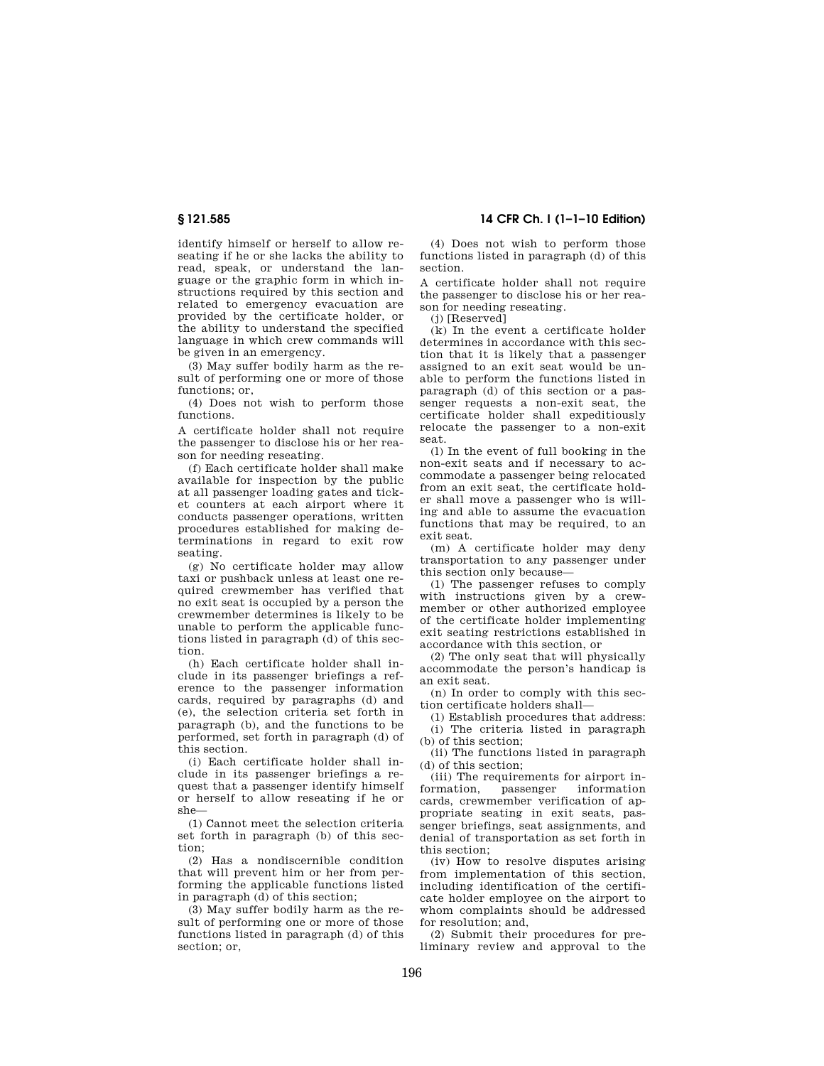identify himself or herself to allow reseating if he or she lacks the ability to read, speak, or understand the language or the graphic form in which instructions required by this section and related to emergency evacuation are provided by the certificate holder, or the ability to understand the specified language in which crew commands will be given in an emergency.

(3) May suffer bodily harm as the result of performing one or more of those functions; or,

(4) Does not wish to perform those functions.

A certificate holder shall not require the passenger to disclose his or her reason for needing reseating.

(f) Each certificate holder shall make available for inspection by the public at all passenger loading gates and ticket counters at each airport where it conducts passenger operations, written procedures established for making determinations in regard to exit row seating.

(g) No certificate holder may allow taxi or pushback unless at least one required crewmember has verified that no exit seat is occupied by a person the crewmember determines is likely to be unable to perform the applicable functions listed in paragraph (d) of this section.

(h) Each certificate holder shall include in its passenger briefings a reference to the passenger information cards, required by paragraphs (d) and (e), the selection criteria set forth in paragraph (b), and the functions to be performed, set forth in paragraph (d) of this section.

(i) Each certificate holder shall include in its passenger briefings a request that a passenger identify himself or herself to allow reseating if he or she—

(1) Cannot meet the selection criteria set forth in paragraph (b) of this section;

(2) Has a nondiscernible condition that will prevent him or her from performing the applicable functions listed in paragraph (d) of this section;

(3) May suffer bodily harm as the result of performing one or more of those functions listed in paragraph (d) of this section; or,

(4) Does not wish to perform those functions listed in paragraph (d) of this section.

A certificate holder shall not require the passenger to disclose his or her reason for needing reseating.

(j) [Reserved]

(k) In the event a certificate holder determines in accordance with this section that it is likely that a passenger assigned to an exit seat would be unable to perform the functions listed in paragraph (d) of this section or a passenger requests a non-exit seat, the certificate holder shall expeditiously relocate the passenger to a non-exit seat.

(l) In the event of full booking in the non-exit seats and if necessary to accommodate a passenger being relocated from an exit seat, the certificate holder shall move a passenger who is willing and able to assume the evacuation functions that may be required, to an exit seat.

(m) A certificate holder may deny transportation to any passenger under this section only because—

(1) The passenger refuses to comply with instructions given by a crewmember or other authorized employee of the certificate holder implementing exit seating restrictions established in accordance with this section, or

(2) The only seat that will physically accommodate the person's handicap is an exit seat.

(n) In order to comply with this section certificate holders shall—

(1) Establish procedures that address:

(i) The criteria listed in paragraph (b) of this section;

(ii) The functions listed in paragraph (d) of this section;

(iii) The requirements for airport information, passenger information cards, crewmember verification of appropriate seating in exit seats, passenger briefings, seat assignments, and denial of transportation as set forth in this section;

(iv) How to resolve disputes arising from implementation of this section, including identification of the certificate holder employee on the airport to whom complaints should be addressed for resolution; and,

(2) Submit their procedures for preliminary review and approval to the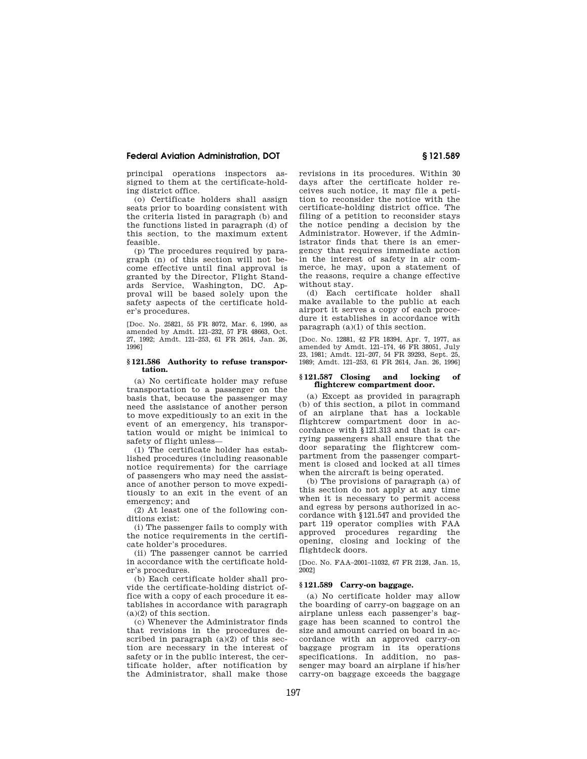principal operations inspectors assigned to them at the certificate-holding district office.

(o) Certificate holders shall assign seats prior to boarding consistent with the criteria listed in paragraph (b) and the functions listed in paragraph (d) of this section, to the maximum extent feasible.

(p) The procedures required by paragraph (n) of this section will not become effective until final approval is granted by the Director, Flight Standards Service, Washington, DC. Approval will be based solely upon the safety aspects of the certificate holder's procedures.

[Doc. No. 25821, 55 FR 8072, Mar. 6, 1990, as amended by Amdt. 121–232, 57 FR 48663, Oct. 27, 1992; Amdt. 121–253, 61 FR 2614, Jan. 26, 1996]

### § 121.586 Authority to refuse transportation.

(a) No certificate holder may refuse transportation to a passenger on the basis that, because the passenger may need the assistance of another person to move expeditiously to an exit in the event of an emergency, his transportation would or might be inimical to safety of flight unless—

(1) The certificate holder has established procedures (including reasonable notice requirements) for the carriage of passengers who may need the assistance of another person to move expeditiously to an exit in the event of an emergency; and

(2) At least one of the following conditions exist:

(i) The passenger fails to comply with the notice requirements in the certificate holder's procedures.

(ii) The passenger cannot be carried in accordance with the certificate holder's procedures.

(b) Each certificate holder shall provide the certificate-holding district office with a copy of each procedure it establishes in accordance with paragraph (a)(2) of this section.

(c) Whenever the Administrator finds that revisions in the procedures described in paragraph (a)(2) of this section are necessary in the interest of safety or in the public interest, the certificate holder, after notification by the Administrator, shall make those revisions in its procedures. Within 30 days after the certificate holder receives such notice, it may file a petition to reconsider the notice with the certificate-holding district office. The filing of a petition to reconsider stays the notice pending a decision by the Administrator. However, if the Administrator finds that there is an emergency that requires immediate action in the interest of safety in air commerce, he may, upon a statement of the reasons, require a change effective without stay.

(d) Each certificate holder shall make available to the public at each airport it serves a copy of each procedure it establishes in accordance with paragraph (a)(1) of this section.

[Doc. No. 12881, 42 FR 18394, Apr. 7, 1977, as amended by Amdt. 121–174, 46 FR 38051, July 23, 1981; Amdt. 121–207, 54 FR 39293, Sept. 25, 1989; Amdt. 121–253, 61 FR 2614, Jan. 26, 1996]

### § 121.587 Closing and locking of flightcrew compartment door.

(a) Except as provided in paragraph (b) of this section, a pilot in command of an airplane that has a lockable flightcrew compartment door in accordance with § 121.313 and that is carrying passengers shall ensure that the door separating the flightcrew compartment from the passenger compartment is closed and locked at all times when the aircraft is being operated.

(b) The provisions of paragraph (a) of this section do not apply at any time when it is necessary to permit access and egress by persons authorized in accordance with § 121.547 and provided the part 119 operator complies with FAA approved procedures regarding the opening, closing and locking of the flightdeck doors.

[Doc. No. FAA–2001–11032, 67 FR 2128, Jan. 15, 2002]

### § 121.589 Carry-on baggage.

(a) No certificate holder may allow the boarding of carry-on baggage on an airplane unless each passenger's baggage has been scanned to control the size and amount carried on board in accordance with an approved carry-on baggage program in its operations specifications. In addition, no passenger may board an airplane if his/her carry-on baggage exceeds the baggage